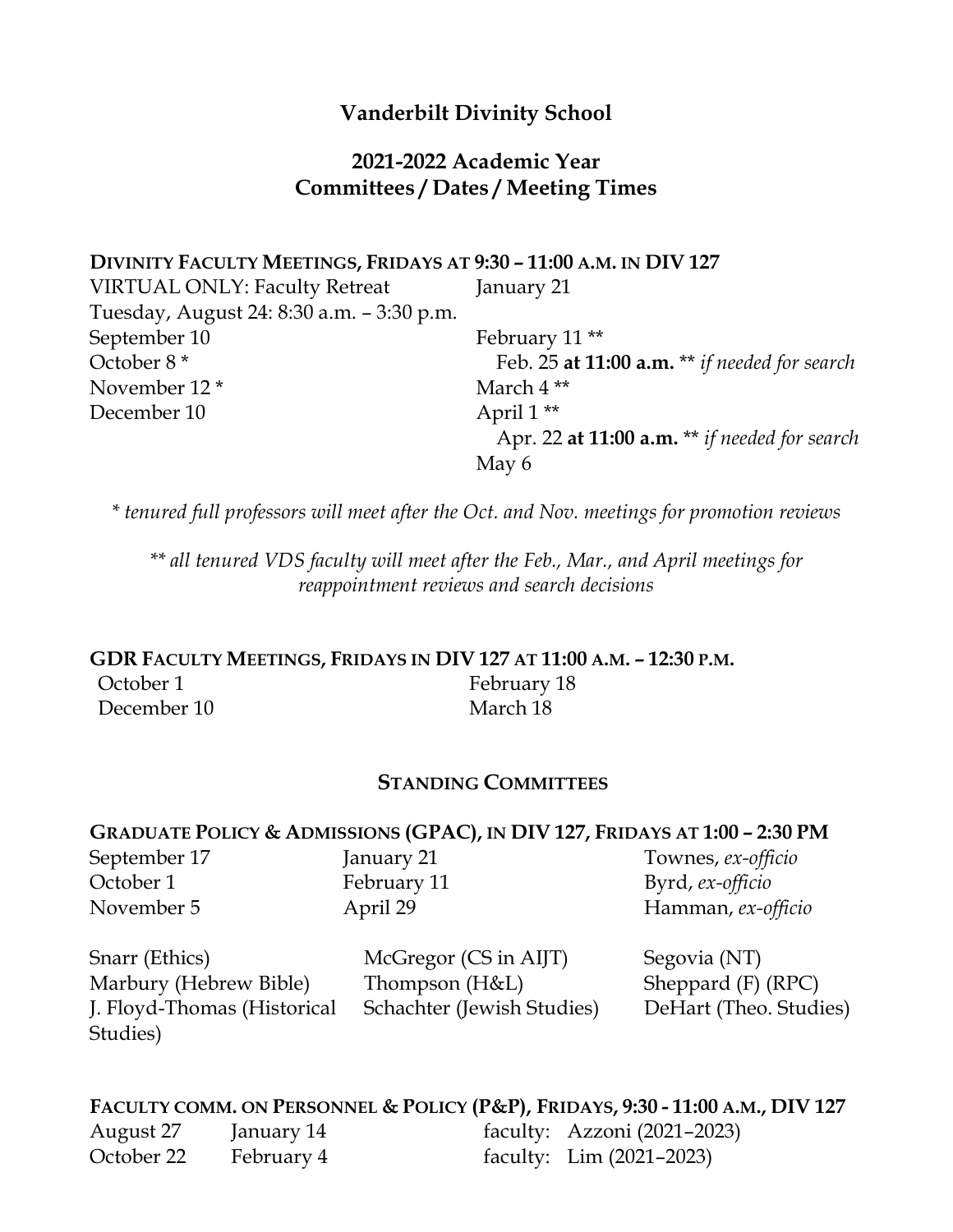# Vanderbilt Divinity School

## 2021-2022 Academic Year
## Committees / Dates / Meeting Times

### DIVINITY FACULTY MEETINGS, FRIDAYS AT 9:30 – 11:00 A.M. IN DIV 127

VIRTUAL ONLY: Faculty Retreat
Tuesday, August 24: 8:30 a.m. – 3:30 p.m.
September 10
October 8 *
November 12 *
December 10

January 21
February 11 **
Feb. 25 **at 11:00 a.m.** ** *if needed for search*
March 4 **
April 1 **
Apr. 22 **at 11:00 a.m.** ** *if needed for search*
May 6

*\* tenured full professors will meet after the Oct. and Nov. meetings for promotion reviews*

*\*\* all tenured VDS faculty will meet after the Feb., Mar., and April meetings for reappointment reviews and search decisions*

### GDR FACULTY MEETINGS, FRIDAYS IN DIV 127 AT 11:00 A.M. – 12:30 P.M.

October 1
December 10
February 18
March 18

## STANDING COMMITTEES

### GRADUATE POLICY & ADMISSIONS (GPAC), IN DIV 127, FRIDAYS AT 1:00 – 2:30 PM

| | | |
|---|---|---|
| September 17 | January 21 | Townes, *ex-officio* |
| October 1 | February 11 | Byrd, *ex-officio* |
| November 5 | April 29 | Hamman, *ex-officio* |

| | | |
|---|---|---|
| Snarr (Ethics) | McGregor (CS in AIJT) | Segovia (NT) |
| Marbury (Hebrew Bible) | Thompson (H&L) | Sheppard (F) (RPC) |
| J. Floyd-Thomas (Historical Studies) | Schachter (Jewish Studies) | DeHart (Theo. Studies) |

### FACULTY COMM. ON PERSONNEL & POLICY (P&P), FRIDAYS, 9:30 - 11:00 A.M., DIV 127

| | | |
|---|---|---|
| August 27 | January 14 | faculty: Azzoni (2021–2023) |
| October 22 | February 4 | faculty: Lim (2021–2023) |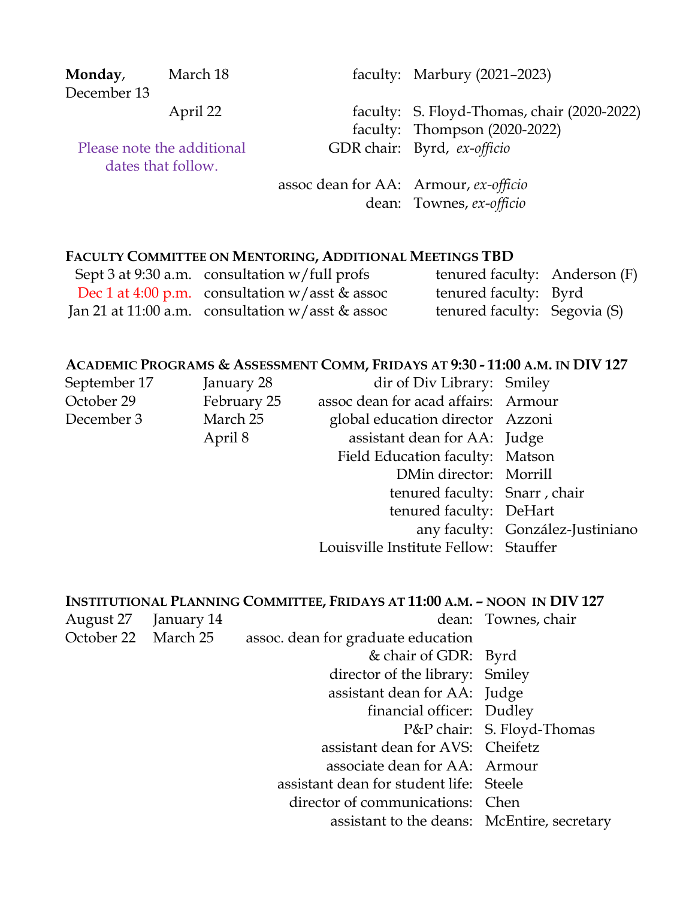| | | | |
|---|---|---|---|
| **Monday**, December 13 | March 18 | faculty: | Marbury (2021–2023) |
| | April 22 | faculty: | S. Floyd-Thomas, chair (2020-2022) |
| | | faculty: | Thompson (2020-2022) |
| Please note the additional dates that follow. | | GDR chair: | Byrd, *ex-officio* |
| | | assoc dean for AA: | Armour, *ex-officio* |
| | | dean: | Townes, *ex-officio* |

### FACULTY COMMITTEE ON MENTORING, ADDITIONAL MEETINGS TBD

| | | | |
|---|---|---|---|
| Sept 3 at 9:30 a.m. | consultation w/full profs | tenured faculty: | Anderson (F) |
| Dec 1 at 4:00 p.m. | consultation w/asst & assoc | tenured faculty: | Byrd |
| Jan 21 at 11:00 a.m. | consultation w/asst & assoc | tenured faculty: | Segovia (S) |

### ACADEMIC PROGRAMS & ASSESSMENT COMM, FRIDAYS AT 9:30 - 11:00 A.M. IN DIV 127

| | | | |
|---|---|---|---|
| September 17 | January 28 | dir of Div Library: | Smiley |
| October 29 | February 25 | assoc dean for acad affairs: | Armour |
| December 3 | March 25 | global education director | Azzoni |
| | April 8 | assistant dean for AA: | Judge |
| | | Field Education faculty: | Matson |
| | | DMin director: | Morrill |
| | | tenured faculty: | Snarr , chair |
| | | tenured faculty: | DeHart |
| | | any faculty: | González-Justiniano |
| | | Louisville Institute Fellow: | Stauffer |

### INSTITUTIONAL PLANNING COMMITTEE, FRIDAYS AT 11:00 A.M. – NOON IN DIV 127

| | | | |
|---|---|---|---|
| August 27 | January 14 | dean: | Townes, chair |
| October 22 | March 25 | assoc. dean for graduate education & chair of GDR: | Byrd |
| | | director of the library: | Smiley |
| | | assistant dean for AA: | Judge |
| | | financial officer: | Dudley |
| | | P&P chair: | S. Floyd-Thomas |
| | | assistant dean for AVS: | Cheifetz |
| | | associate dean for AA: | Armour |
| | | assistant dean for student life: | Steele |
| | | director of communications: | Chen |
| | | assistant to the deans: | McEntire, secretary |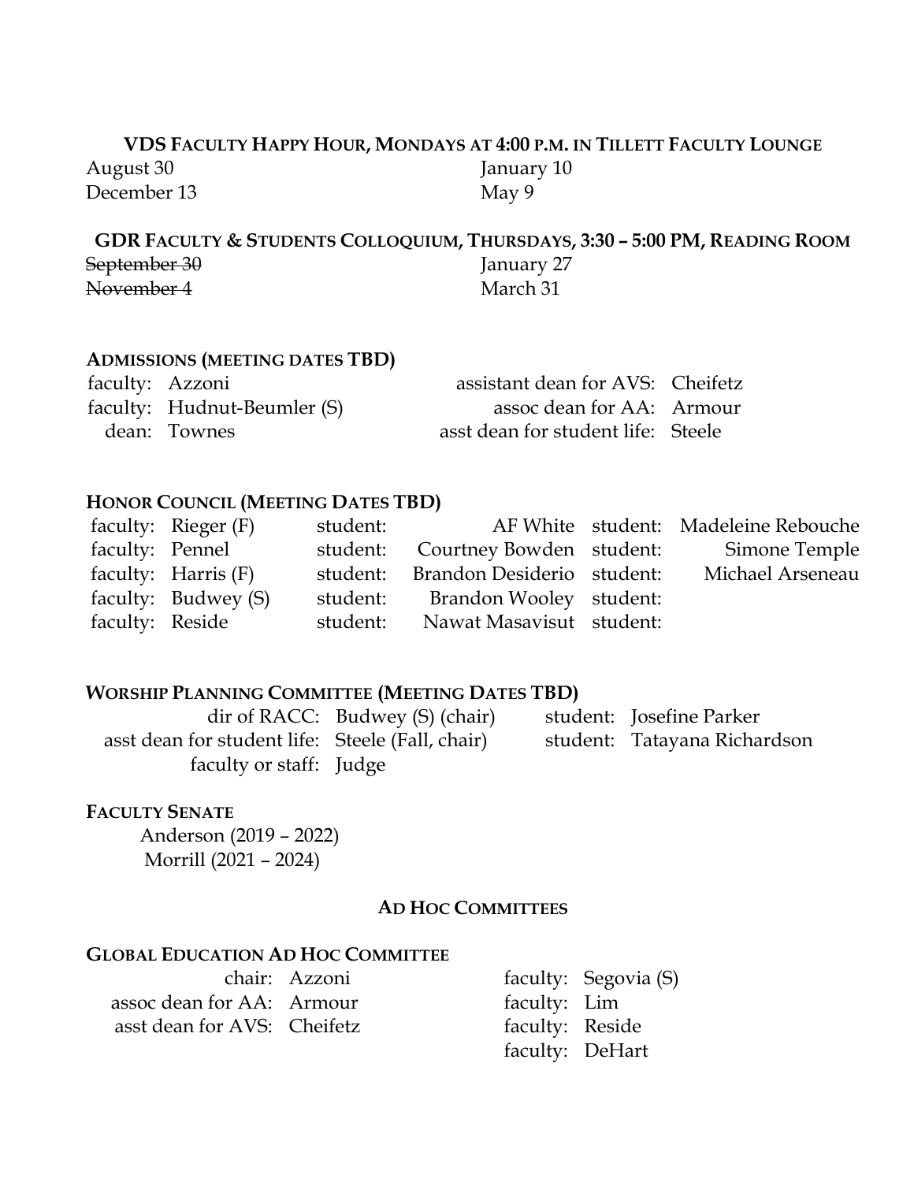**VDS FACULTY HAPPY HOUR, MONDAYS AT 4:00 P.M. IN TILLETT FACULTY LOUNGE**

| | |
|---|---|
| August 30 | January 10 |
| December 13 | May 9 |

**GDR FACULTY & STUDENTS COLLOQUIUM, THURSDAYS, 3:30 – 5:00 PM, READING ROOM**

| | |
|---|---|
| ~~September 30~~ | January 27 |
| ~~November 4~~ | March 31 |

**ADMISSIONS (MEETING DATES TBD)**

| | | | |
|---|---|---|---|
| faculty: | Azzoni | assistant dean for AVS: | Cheifetz |
| faculty: | Hudnut-Beumler (S) | assoc dean for AA: | Armour |
| dean: | Townes | asst dean for student life: | Steele |

**HONOR COUNCIL (MEETING DATES TBD)**

| | | | | | |
|---|---|---|---|---|---|
| faculty: | Rieger (F) | student: | AF White | student: | Madeleine Rebouche |
| faculty: | Pennel | student: | Courtney Bowden | student: | Simone Temple |
| faculty: | Harris (F) | student: | Brandon Desiderio | student: | Michael Arseneau |
| faculty: | Budwey (S) | student: | Brandon Wooley | student: | |
| faculty: | Reside | student: | Nawat Masavisut | student: | |

**WORSHIP PLANNING COMMITTEE (MEETING DATES TBD)**

| | | | |
|---|---|---|---|
| dir of RACC: | Budwey (S) (chair) | student: | Josefine Parker |
| asst dean for student life: | Steele (Fall, chair) | student: | Tatayana Richardson |
| faculty or staff: | Judge | | |

**FACULTY SENATE**

Anderson (2019 – 2022)
Morrill (2021 – 2024)

## AD HOC COMMITTEES

**GLOBAL EDUCATION AD HOC COMMITTEE**

| | | | |
|---|---|---|---|
| chair: | Azzoni | faculty: | Segovia (S) |
| assoc dean for AA: | Armour | faculty: | Lim |
| asst dean for AVS: | Cheifetz | faculty: | Reside |
| | | faculty: | DeHart |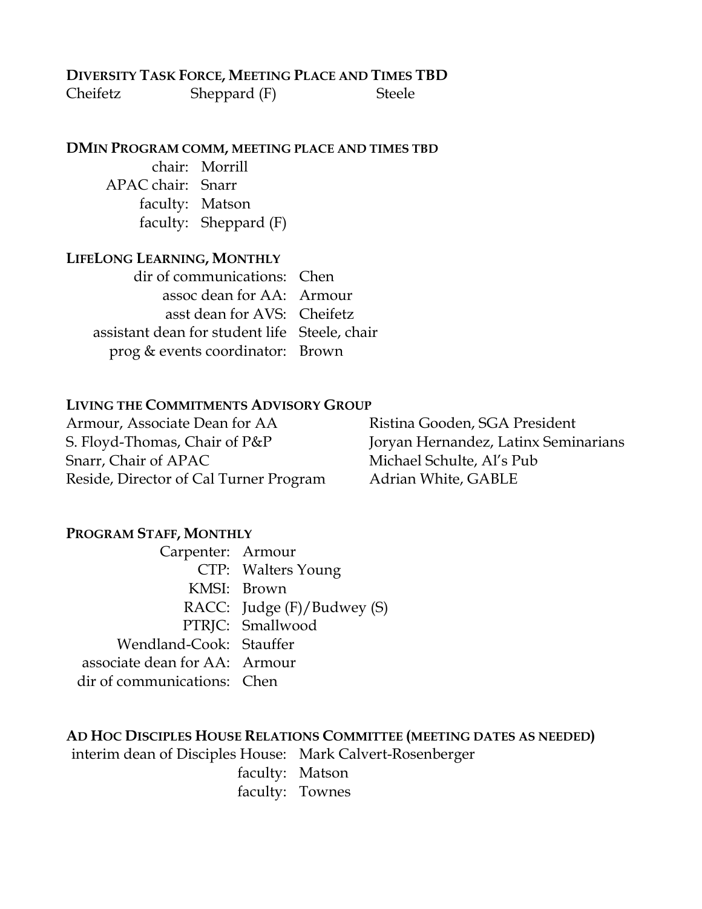**DIVERSITY TASK FORCE, MEETING PLACE AND TIMES TBD**

Cheifetz Sheppard (F) Steele

**DMIN PROGRAM COMM, MEETING PLACE AND TIMES TBD**

chair: Morrill
APAC chair: Snarr
faculty: Matson
faculty: Sheppard (F)

**LIFELONG LEARNING, MONTHLY**

dir of communications: Chen
assoc dean for AA: Armour
asst dean for AVS: Cheifetz
assistant dean for student life Steele, chair
prog & events coordinator: Brown

**LIVING THE COMMITMENTS ADVISORY GROUP**

Armour, Associate Dean for AA
S. Floyd-Thomas, Chair of P&P
Snarr, Chair of APAC
Reside, Director of Cal Turner Program
Ristina Gooden, SGA President
Joryan Hernandez, Latinx Seminarians
Michael Schulte, Al's Pub
Adrian White, GABLE

**PROGRAM STAFF, MONTHLY**

Carpenter: Armour
CTP: Walters Young
KMSI: Brown
RACC: Judge (F)/Budwey (S)
PTRJC: Smallwood
Wendland-Cook: Stauffer
associate dean for AA: Armour
dir of communications: Chen

**AD HOC DISCIPLES HOUSE RELATIONS COMMITTEE (MEETING DATES AS NEEDED)**

interim dean of Disciples House: Mark Calvert-Rosenberger
faculty: Matson
faculty: Townes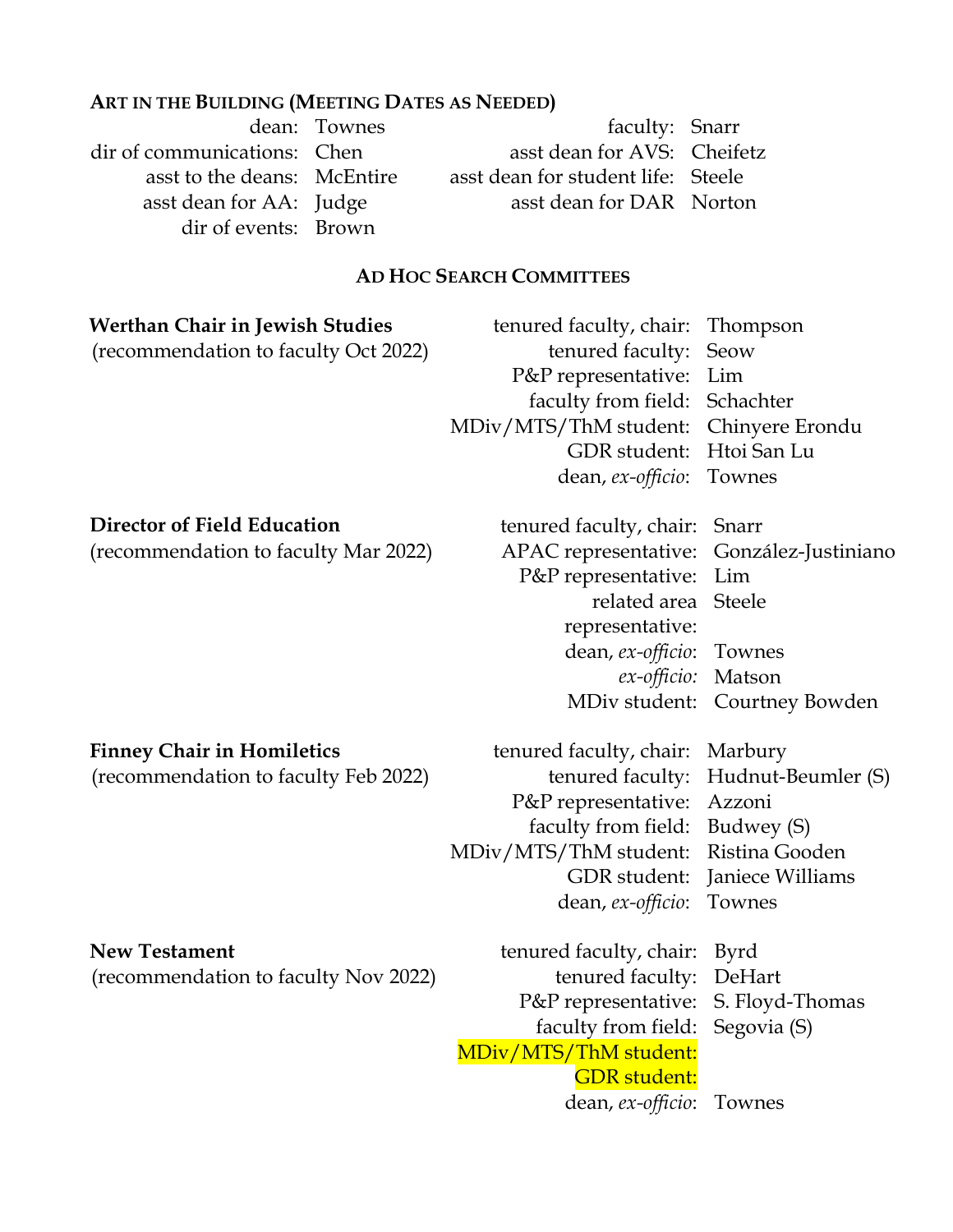**ART IN THE BUILDING (MEETING DATES AS NEEDED)**

| | | | |
|---|---|---|---|
| dean: | Townes | faculty: | Snarr |
| dir of communications: | Chen | asst dean for AVS: | Cheifetz |
| asst to the deans: | McEntire | asst dean for student life: | Steele |
| asst dean for AA: | Judge | asst dean for DAR | Norton |
| dir of events: | Brown | | |

## AD HOC SEARCH COMMITTEES

**Werthan Chair in Jewish Studies**
(recommendation to faculty Oct 2022)

| | |
|---|---|
| tenured faculty, chair: | Thompson |
| tenured faculty: | Seow |
| P&P representative: | Lim |
| faculty from field: | Schachter |
| MDiv/MTS/ThM student: | Chinyere Erondu |
| GDR student: | Htoi San Lu |
| dean, *ex-officio*: | Townes |

**Director of Field Education**
(recommendation to faculty Mar 2022)

| | |
|---|---|
| tenured faculty, chair: | Snarr |
| APAC representative: | González-Justiniano |
| P&P representative: | Lim |
| related area representative: | Steele |
| dean, *ex-officio*: | Townes |
| *ex-officio:* | Matson |
| MDiv student: | Courtney Bowden |

**Finney Chair in Homiletics**
(recommendation to faculty Feb 2022)

| | |
|---|---|
| tenured faculty, chair: | Marbury |
| tenured faculty: | Hudnut-Beumler (S) |
| P&P representative: | Azzoni |
| faculty from field: | Budwey (S) |
| MDiv/MTS/ThM student: | Ristina Gooden |
| GDR student: | Janiece Williams |
| dean, *ex-officio*: | Townes |

**New Testament**
(recommendation to faculty Nov 2022)

| | |
|---|---|
| tenured faculty, chair: | Byrd |
| tenured faculty: | DeHart |
| P&P representative: | S. Floyd-Thomas |
| faculty from field: | Segovia (S) |
| MDiv/MTS/ThM student: | |
| GDR student: | |
| dean, *ex-officio*: | Townes |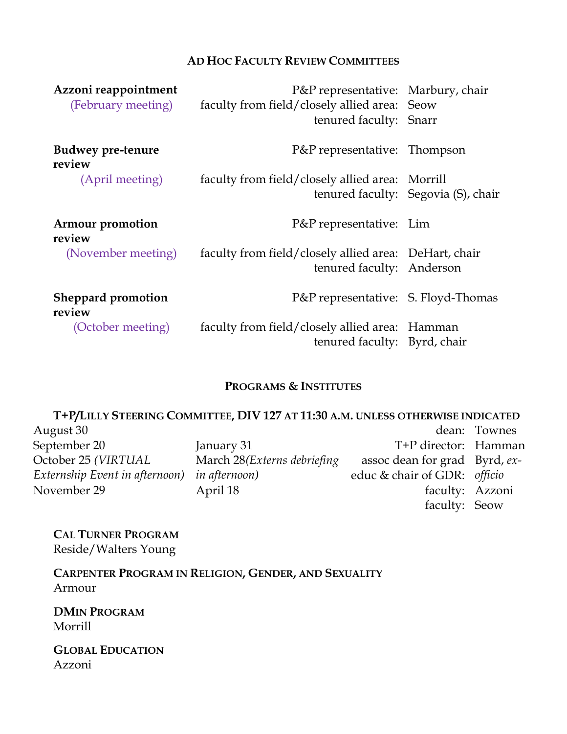## Ad Hoc Faculty Review Committees

| | | |
|---|---|---|
| **Azzoni reappointment** (February meeting) | P&P representative: | Marbury, chair |
| | faculty from field/closely allied area: | Seow |
| | tenured faculty: | Snarr |
| **Budwey pre-tenure review** (April meeting) | P&P representative: | Thompson |
| | faculty from field/closely allied area: | Morrill |
| | tenured faculty: | Segovia (S), chair |
| **Armour promotion review** (November meeting) | P&P representative: | Lim |
| | faculty from field/closely allied area: | DeHart, chair |
| | tenured faculty: | Anderson |
| **Sheppard promotion review** (October meeting) | P&P representative: | S. Floyd-Thomas |
| | faculty from field/closely allied area: | Hamman |
| | tenured faculty: | Byrd, chair |

## Programs & Institutes

### T+P/Lilly Steering Committee, DIV 127 at 11:30 a.m. unless otherwise indicated

| | | | |
|---|---|---|---|
| August 30 | | dean: | Townes |
| September 20 | January 31 | T+P director: | Hamman |
| October 25 *(VIRTUAL Externship Event in afternoon)* | March 28*(Externs debriefing in afternoon)* | assoc dean for grad educ & chair of GDR: | Byrd, *ex-officio* |
| November 29 | April 18 | faculty: | Azzoni |
| | | faculty: | Seow |

**Cal Turner Program**
Reside/Walters Young

**Carpenter Program in Religion, Gender, and Sexuality**
Armour

**DMin Program**
Morrill

**Global Education**
Azzoni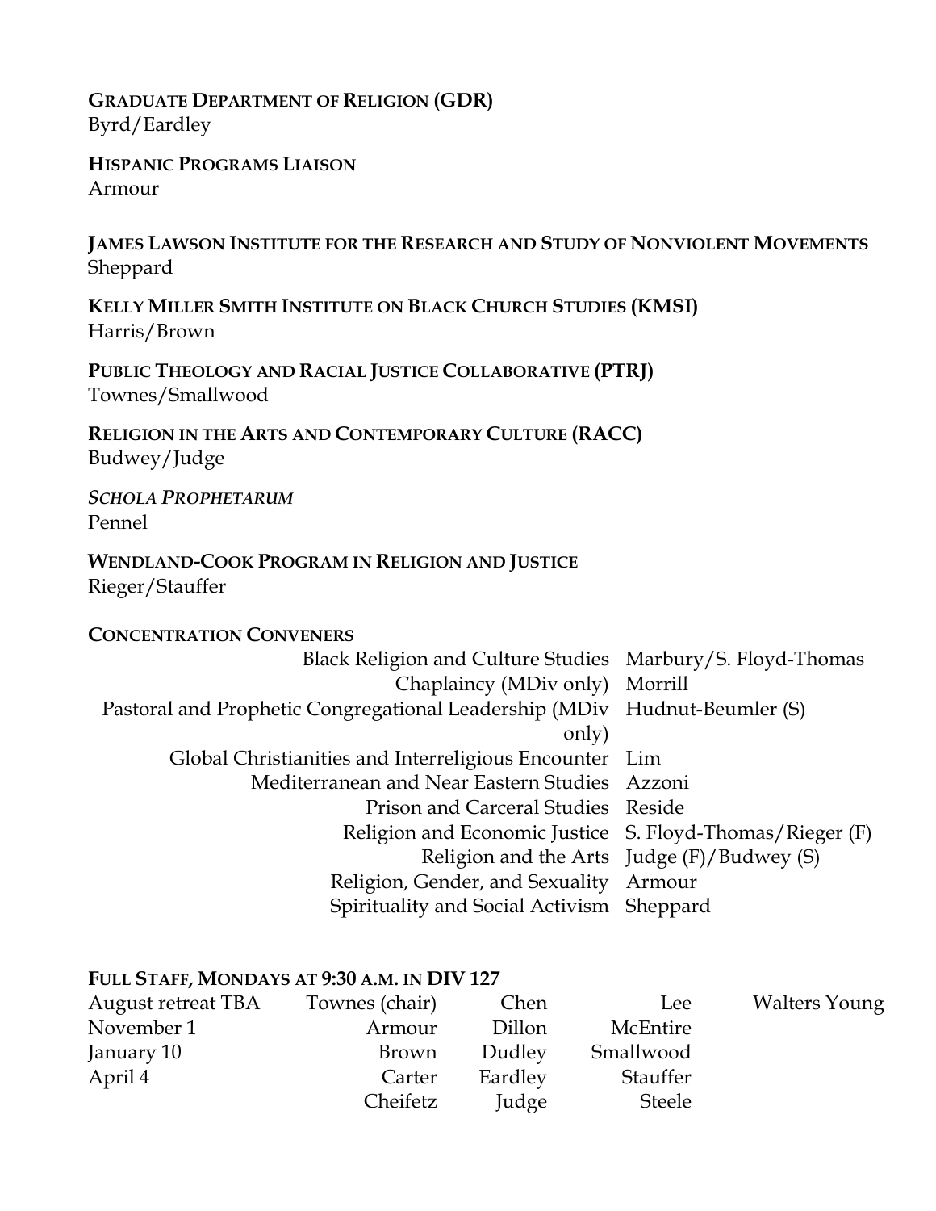**GRADUATE DEPARTMENT OF RELIGION (GDR)**
Byrd/Eardley

**HISPANIC PROGRAMS LIAISON**
Armour

**JAMES LAWSON INSTITUTE FOR THE RESEARCH AND STUDY OF NONVIOLENT MOVEMENTS**
Sheppard

**KELLY MILLER SMITH INSTITUTE ON BLACK CHURCH STUDIES (KMSI)**
Harris/Brown

**PUBLIC THEOLOGY AND RACIAL JUSTICE COLLABORATIVE (PTRJ)**
Townes/Smallwood

**RELIGION IN THE ARTS AND CONTEMPORARY CULTURE (RACC)**
Budwey/Judge

***SCHOLA PROPHETARUM***
Pennel

**WENDLAND-COOK PROGRAM IN RELIGION AND JUSTICE**
Rieger/Stauffer

**CONCENTRATION CONVENERS**

| | |
|---|---|
| Black Religion and Culture Studies | Marbury/S. Floyd-Thomas |
| Chaplaincy (MDiv only) | Morrill |
| Pastoral and Prophetic Congregational Leadership (MDiv only) | Hudnut-Beumler (S) |
| Global Christianities and Interreligious Encounter | Lim |
| Mediterranean and Near Eastern Studies | Azzoni |
| Prison and Carceral Studies | Reside |
| Religion and Economic Justice | S. Floyd-Thomas/Rieger (F) |
| Religion and the Arts | Judge (F)/Budwey (S) |
| Religion, Gender, and Sexuality | Armour |
| Spirituality and Social Activism | Sheppard |

**FULL STAFF, MONDAYS AT 9:30 A.M. IN DIV 127**

| | | | | |
|---|---|---|---|---|
| August retreat TBA | Townes (chair) | Chen | Lee | Walters Young |
| November 1 | Armour | Dillon | McEntire | |
| January 10 | Brown | Dudley | Smallwood | |
| April 4 | Carter | Eardley | Stauffer | |
| | Cheifetz | Judge | Steele | |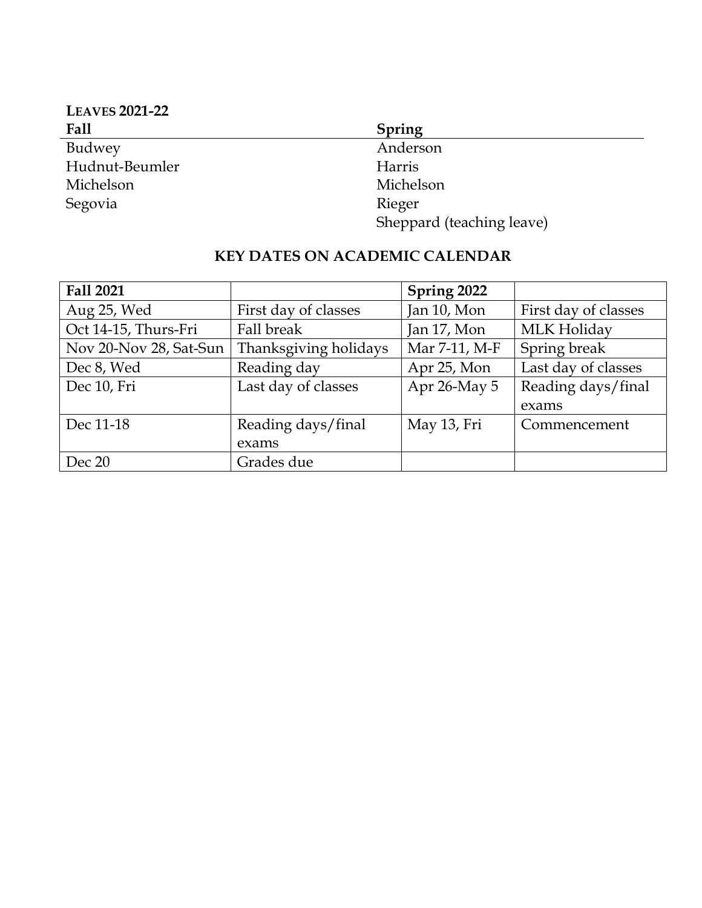**LEAVES 2021-22**

| Fall | Spring |
|---|---|
| Budwey | Anderson |
| Hudnut-Beumler | Harris |
| Michelson | Michelson |
| Segovia | Rieger |
| | Sheppard (teaching leave) |

## KEY DATES ON ACADEMIC CALENDAR

| Fall 2021 | | Spring 2022 | |
|---|---|---|---|
| Aug 25, Wed | First day of classes | Jan 10, Mon | First day of classes |
| Oct 14-15, Thurs-Fri | Fall break | Jan 17, Mon | MLK Holiday |
| Nov 20-Nov 28, Sat-Sun | Thanksgiving holidays | Mar 7-11, M-F | Spring break |
| Dec 8, Wed | Reading day | Apr 25, Mon | Last day of classes |
| Dec 10, Fri | Last day of classes | Apr 26-May 5 | Reading days/final exams |
| Dec 11-18 | Reading days/final exams | May 13, Fri | Commencement |
| Dec 20 | Grades due | | |